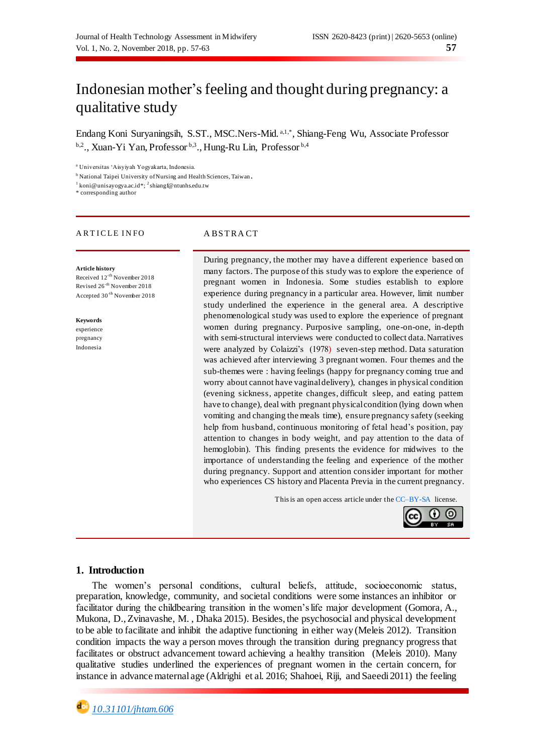# Indonesian mother's feeling and thought during pregnancy: a qualitative study

Endang Koni Suryaningsih, S.ST., MSC.Ners-Mid.[a,1,*], Shiang-Feng Wu, Associate Professor[b,2]., Xuan-Yi Yan, Professor[b,3]., Hung-Ru Lin, Professor[b,4]

[a] Universitas 'Aisyiyah Yogyakarta, Indonesia.
[b] National Taipei University of Nursing and Health Sciences, Taiwan.
[1] koni@unisayogya.ac.id*; [2] shiangf@ntunhs.edu.tw
* corresponding author

## ARTICLE INFO

**Article history**
Received 12[th] November 2018
Revised 26[th] November 2018
Accepted 30[th] November 2018

**Keywords**
experience
pregnancy
Indonesia

## ABSTRACT

During pregnancy, the mother may have a different experience based on many factors. The purpose of this study was to explore the experience of pregnant women in Indonesia. Some studies establish to explore experience during pregnancy in a particular area. However, limit number study underlined the experience in the general area. A descriptive phenomenological study was used to explore the experience of pregnant women during pregnancy. Purposive sampling, one-on-one, in-depth with semi-structural interviews were conducted to collect data. Narratives were analyzed by Colaizzi's (1978) seven-step method. Data saturation was achieved after interviewing 3 pregnant women. Four themes and the sub-themes were : having feelings (happy for pregnancy coming true and worry about cannot have vaginal delivery), changes in physical condition (evening sickness, appetite changes, difficult sleep, and eating pattern have to change), deal with pregnant physical condition (lying down when vomiting and changing the meals time), ensure pregnancy safety (seeking help from husband, continuous monitoring of fetal head's position, pay attention to changes in body weight, and pay attention to the data of hemoglobin). This finding presents the evidence for midwives to the importance of understanding the feeling and experience of the mother during pregnancy. Support and attention consider important for mother who experiences CS history and Placenta Previa in the current pregnancy.

This is an open access article under the CC–BY-SA license.

## 1. Introduction

The women's personal conditions, cultural beliefs, attitude, socioeconomic status, preparation, knowledge, community, and societal conditions were some instances an inhibitor or facilitator during the childbearing transition in the women's life major development (Gomora, A., Mukona, D., Zvinavashe, M. , Dhaka 2015). Besides, the psychosocial and physical development to be able to facilitate and inhibit the adaptive functioning in either way (Meleis 2012). Transition condition impacts the way a person moves through the transition during pregnancy progress that facilitates or obstruct advancement toward achieving a healthy transition (Meleis 2010). Many qualitative studies underlined the experiences of pregnant women in the certain concern, for instance in advance maternal age (Aldrighi et al. 2016; Shahoei, Riji, and Saeedi 2011) the feeling

10.31101/jhtam.606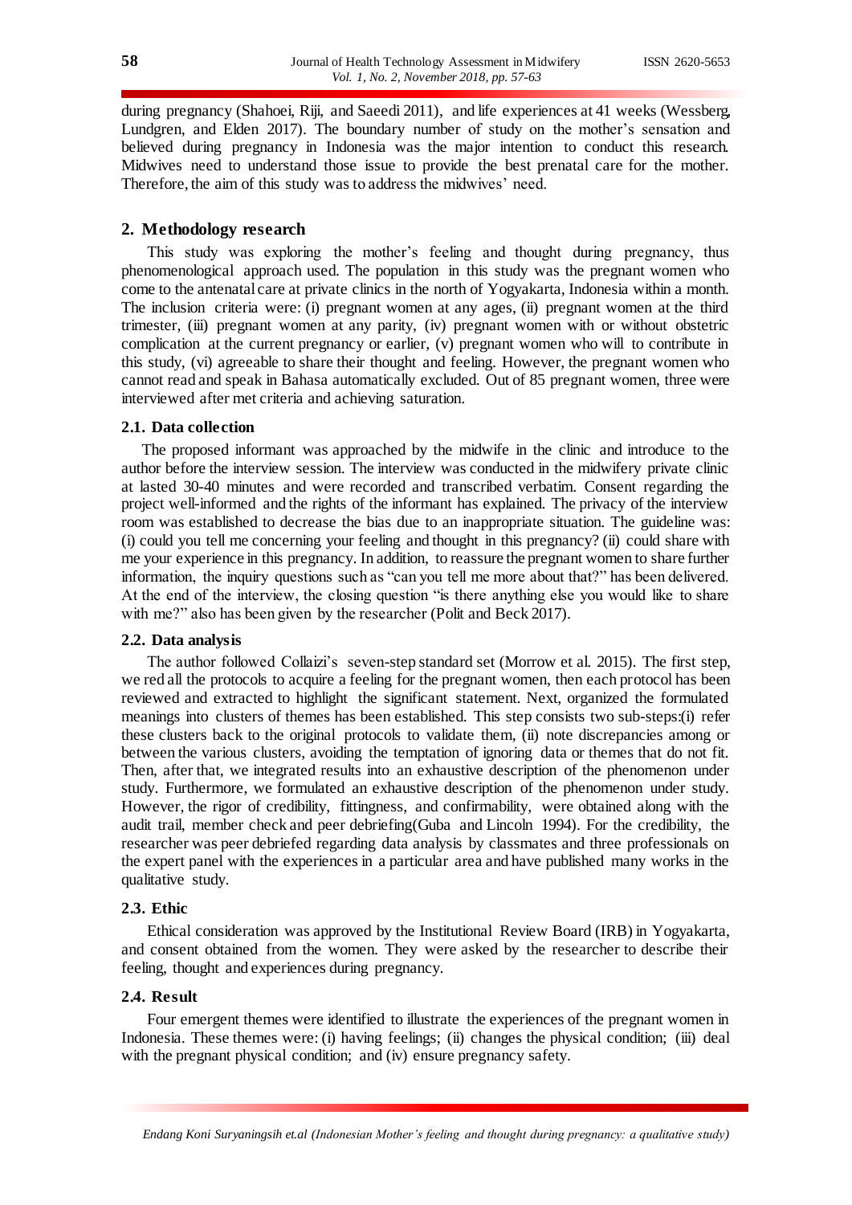during pregnancy (Shahoei, Riji, and Saeedi 2011), and life experiences at 41 weeks (Wessberg, Lundgren, and Elden 2017). The boundary number of study on the mother's sensation and believed during pregnancy in Indonesia was the major intention to conduct this research. Midwives need to understand those issue to provide the best prenatal care for the mother. Therefore, the aim of this study was to address the midwives' need.

## 2. Methodology research

This study was exploring the mother's feeling and thought during pregnancy, thus phenomenological approach used. The population in this study was the pregnant women who come to the antenatal care at private clinics in the north of Yogyakarta, Indonesia within a month. The inclusion criteria were: (i) pregnant women at any ages, (ii) pregnant women at the third trimester, (iii) pregnant women at any parity, (iv) pregnant women with or without obstetric complication at the current pregnancy or earlier, (v) pregnant women who will to contribute in this study, (vi) agreeable to share their thought and feeling. However, the pregnant women who cannot read and speak in Bahasa automatically excluded. Out of 85 pregnant women, three were interviewed after met criteria and achieving saturation.

### 2.1. Data collection

The proposed informant was approached by the midwife in the clinic and introduce to the author before the interview session. The interview was conducted in the midwifery private clinic at lasted 30-40 minutes and were recorded and transcribed verbatim. Consent regarding the project well-informed and the rights of the informant has explained. The privacy of the interview room was established to decrease the bias due to an inappropriate situation. The guideline was: (i) could you tell me concerning your feeling and thought in this pregnancy? (ii) could share with me your experience in this pregnancy. In addition, to reassure the pregnant women to share further information, the inquiry questions such as "can you tell me more about that?" has been delivered. At the end of the interview, the closing question "is there anything else you would like to share with me?" also has been given by the researcher (Polit and Beck 2017).

### 2.2. Data analysis

The author followed Collaizi's seven-step standard set (Morrow et al. 2015). The first step, we red all the protocols to acquire a feeling for the pregnant women, then each protocol has been reviewed and extracted to highlight the significant statement. Next, organized the formulated meanings into clusters of themes has been established. This step consists two sub-steps:(i) refer these clusters back to the original protocols to validate them, (ii) note discrepancies among or between the various clusters, avoiding the temptation of ignoring data or themes that do not fit. Then, after that, we integrated results into an exhaustive description of the phenomenon under study. Furthermore, we formulated an exhaustive description of the phenomenon under study. However, the rigor of credibility, fittingness, and confirmability, were obtained along with the audit trail, member check and peer debriefing(Guba and Lincoln 1994). For the credibility, the researcher was peer debriefed regarding data analysis by classmates and three professionals on the expert panel with the experiences in a particular area and have published many works in the qualitative study.

### 2.3. Ethic

Ethical consideration was approved by the Institutional Review Board (IRB) in Yogyakarta, and consent obtained from the women. They were asked by the researcher to describe their feeling, thought and experiences during pregnancy.

### 2.4. Result

Four emergent themes were identified to illustrate the experiences of the pregnant women in Indonesia. These themes were: (i) having feelings; (ii) changes the physical condition; (iii) deal with the pregnant physical condition; and (iv) ensure pregnancy safety.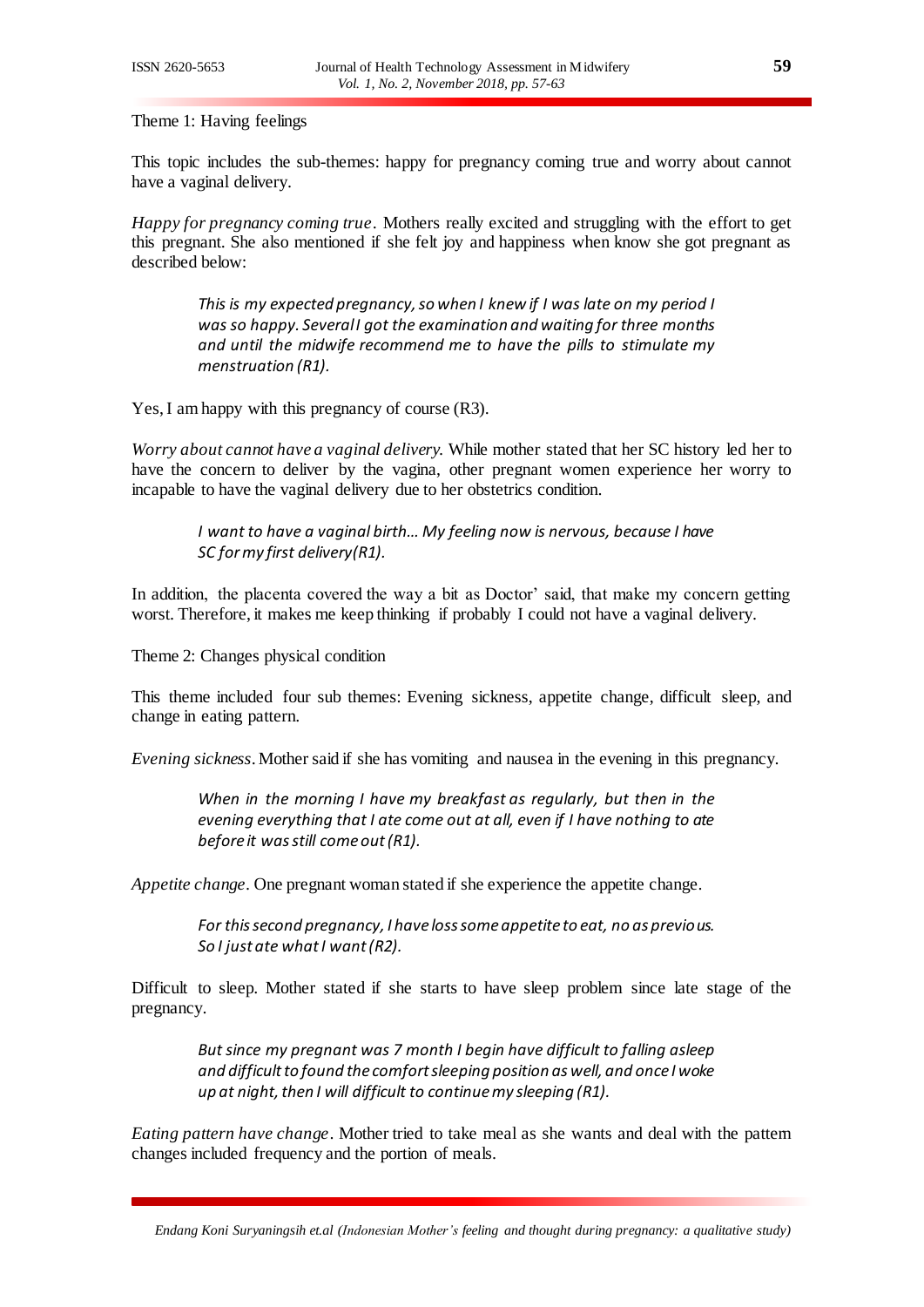Theme 1: Having feelings

This topic includes the sub-themes: happy for pregnancy coming true and worry about cannot have a vaginal delivery.

*Happy for pregnancy coming true*. Mothers really excited and struggling with the effort to get this pregnant. She also mentioned if she felt joy and happiness when know she got pregnant as described below:

> *This is my expected pregnancy, so when I knew if I was late on my period I was so happy. Several I got the examination and waiting for three months and until the midwife recommend me to have the pills to stimulate my menstruation (R1).*

Yes, I am happy with this pregnancy of course (R3).

*Worry about cannot have a vaginal delivery.* While mother stated that her SC history led her to have the concern to deliver by the vagina, other pregnant women experience her worry to incapable to have the vaginal delivery due to her obstetrics condition.

> *I want to have a vaginal birth… My feeling now is nervous, because I have SC for my first delivery (R1).*

In addition, the placenta covered the way a bit as Doctor' said, that make my concern getting worst. Therefore, it makes me keep thinking if probably I could not have a vaginal delivery.

Theme 2: Changes physical condition

This theme included four sub themes: Evening sickness, appetite change, difficult sleep, and change in eating pattern.

*Evening sickness*. Mother said if she has vomiting and nausea in the evening in this pregnancy.

> *When in the morning I have my breakfast as regularly, but then in the evening everything that I ate come out at all, even if I have nothing to ate before it was still come out (R1).*

*Appetite change*. One pregnant woman stated if she experience the appetite change.

> *For this second pregnancy, I have loss some appetite to eat, no as previous. So I just ate what I want (R2).*

Difficult to sleep. Mother stated if she starts to have sleep problem since late stage of the pregnancy.

> *But since my pregnant was 7 month I begin have difficult to falling asleep and difficult to found the comfort sleeping position as well, and once I woke up at night, then I will difficult to continue my sleeping (R1).*

*Eating pattern have change*. Mother tried to take meal as she wants and deal with the pattern changes included frequency and the portion of meals.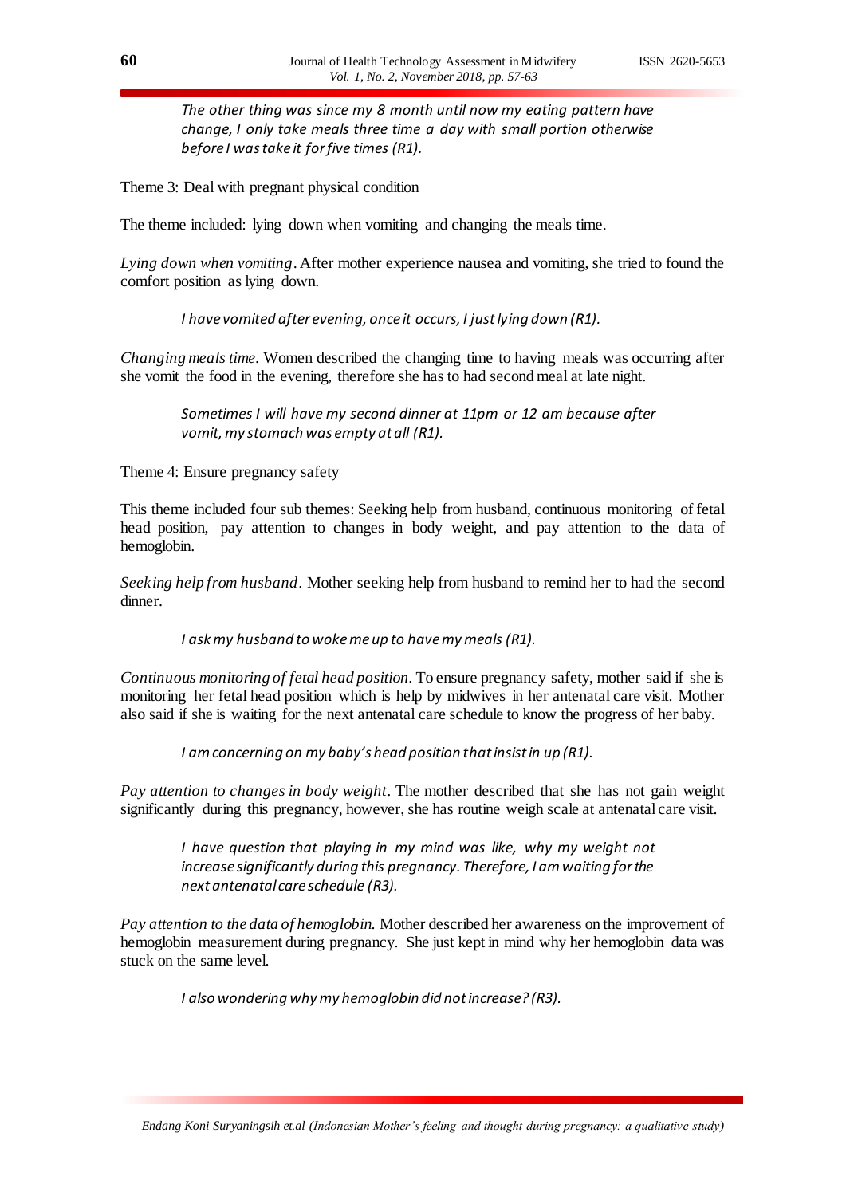*The other thing was since my 8 month until now my eating pattern have change, I only take meals three time a day with small portion otherwise before I was take it for five times (R1).*

Theme 3: Deal with pregnant physical condition

The theme included: lying down when vomiting and changing the meals time.

*Lying down when vomiting*. After mother experience nausea and vomiting, she tried to found the comfort position as lying down.

*I have vomited after evening, once it occurs, I just lying down (R1).*

*Changing meals time*. Women described the changing time to having meals was occurring after she vomit the food in the evening, therefore she has to had second meal at late night.

*Sometimes I will have my second dinner at 11pm or 12 am because after vomit, my stomach was empty at all (R1).*

Theme 4: Ensure pregnancy safety

This theme included four sub themes: Seeking help from husband, continuous monitoring of fetal head position, pay attention to changes in body weight, and pay attention to the data of hemoglobin.

*Seeking help from husband*. Mother seeking help from husband to remind her to had the second dinner.

*I ask my husband to woke me up to have my meals (R1).*

*Continuous monitoring of fetal head position*. To ensure pregnancy safety, mother said if she is monitoring her fetal head position which is help by midwives in her antenatal care visit. Mother also said if she is waiting for the next antenatal care schedule to know the progress of her baby.

*I am concerning on my baby's head position that insist in up (R1).*

*Pay attention to changes in body weight*. The mother described that she has not gain weight significantly during this pregnancy, however, she has routine weigh scale at antenatal care visit.

*I have question that playing in my mind was like, why my weight not increase significantly during this pregnancy. Therefore, I am waiting for the next antenatal care schedule (R3).*

*Pay attention to the data of hemoglobin.* Mother described her awareness on the improvement of hemoglobin measurement during pregnancy. She just kept in mind why her hemoglobin data was stuck on the same level.

*I also wondering why my hemoglobin did not increase? (R3).*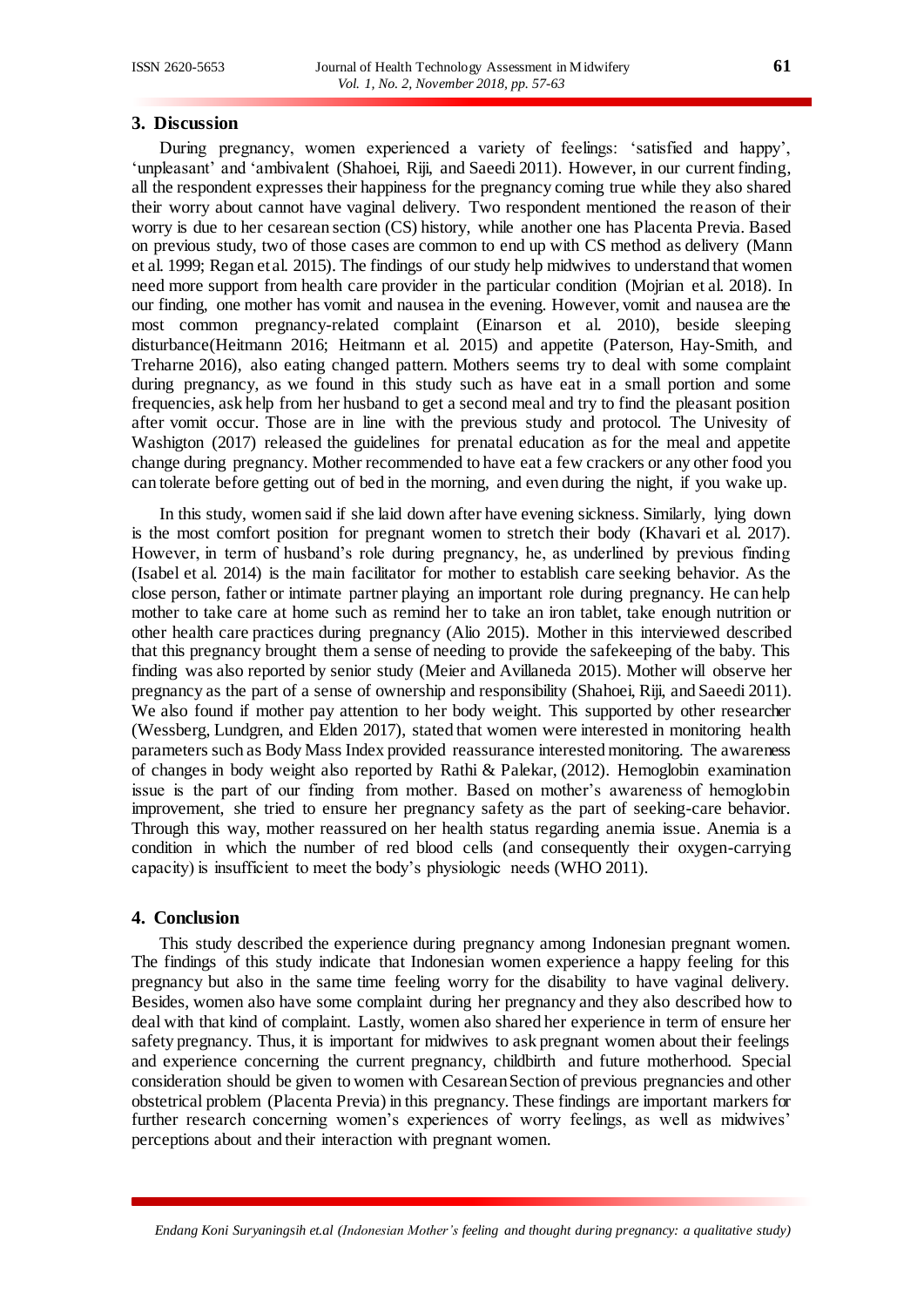## 3. Discussion

During pregnancy, women experienced a variety of feelings: 'satisfied and happy', 'unpleasant' and 'ambivalent (Shahoei, Riji, and Saeedi 2011). However, in our current finding, all the respondent expresses their happiness for the pregnancy coming true while they also shared their worry about cannot have vaginal delivery. Two respondent mentioned the reason of their worry is due to her cesarean section (CS) history, while another one has Placenta Previa. Based on previous study, two of those cases are common to end up with CS method as delivery (Mann et al. 1999; Regan et al. 2015). The findings of our study help midwives to understand that women need more support from health care provider in the particular condition (Mojrian et al. 2018). In our finding, one mother has vomit and nausea in the evening. However, vomit and nausea are the most common pregnancy-related complaint (Einarson et al. 2010), beside sleeping disturbance(Heitmann 2016; Heitmann et al. 2015) and appetite (Paterson, Hay-Smith, and Treharne 2016), also eating changed pattern. Mothers seems try to deal with some complaint during pregnancy, as we found in this study such as have eat in a small portion and some frequencies, ask help from her husband to get a second meal and try to find the pleasant position after vomit occur. Those are in line with the previous study and protocol. The Univesity of Washigton (2017) released the guidelines for prenatal education as for the meal and appetite change during pregnancy. Mother recommended to have eat a few crackers or any other food you can tolerate before getting out of bed in the morning, and even during the night, if you wake up.

In this study, women said if she laid down after have evening sickness. Similarly, lying down is the most comfort position for pregnant women to stretch their body (Khavari et al. 2017). However, in term of husband's role during pregnancy, he, as underlined by previous finding (Isabel et al. 2014) is the main facilitator for mother to establish care seeking behavior. As the close person, father or intimate partner playing an important role during pregnancy. He can help mother to take care at home such as remind her to take an iron tablet, take enough nutrition or other health care practices during pregnancy (Alio 2015). Mother in this interviewed described that this pregnancy brought them a sense of needing to provide the safekeeping of the baby. This finding was also reported by senior study (Meier and Avillaneda 2015). Mother will observe her pregnancy as the part of a sense of ownership and responsibility (Shahoei, Riji, and Saeedi 2011). We also found if mother pay attention to her body weight. This supported by other researcher (Wessberg, Lundgren, and Elden 2017), stated that women were interested in monitoring health parameters such as Body Mass Index provided reassurance interested monitoring. The awareness of changes in body weight also reported by Rathi & Palekar, (2012). Hemoglobin examination issue is the part of our finding from mother. Based on mother's awareness of hemoglobin improvement, she tried to ensure her pregnancy safety as the part of seeking-care behavior. Through this way, mother reassured on her health status regarding anemia issue. Anemia is a condition in which the number of red blood cells (and consequently their oxygen-carrying capacity) is insufficient to meet the body's physiologic needs (WHO 2011).

## 4. Conclusion

This study described the experience during pregnancy among Indonesian pregnant women. The findings of this study indicate that Indonesian women experience a happy feeling for this pregnancy but also in the same time feeling worry for the disability to have vaginal delivery. Besides, women also have some complaint during her pregnancy and they also described how to deal with that kind of complaint. Lastly, women also shared her experience in term of ensure her safety pregnancy. Thus, it is important for midwives to ask pregnant women about their feelings and experience concerning the current pregnancy, childbirth and future motherhood. Special consideration should be given to women with Cesarean Section of previous pregnancies and other obstetrical problem (Placenta Previa) in this pregnancy. These findings are important markers for further research concerning women's experiences of worry feelings, as well as midwives' perceptions about and their interaction with pregnant women.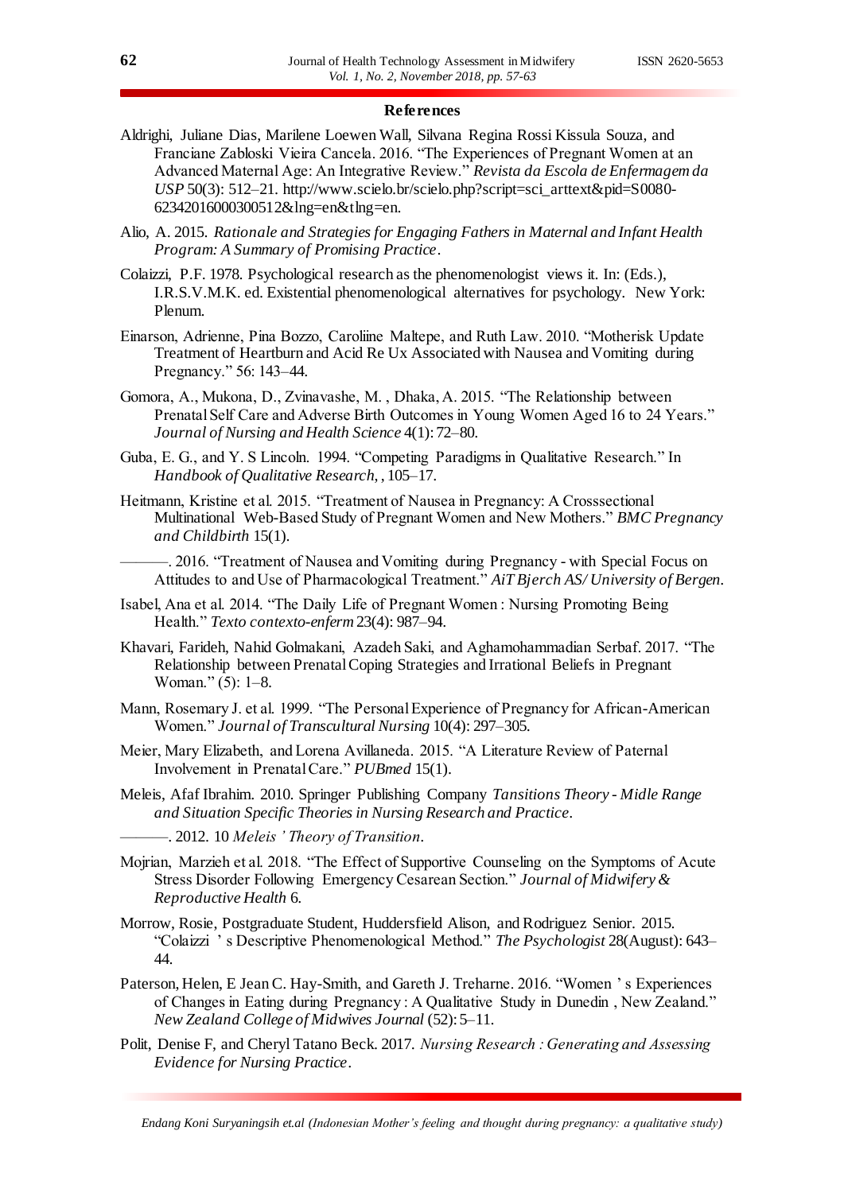## References

Aldrighi, Juliane Dias, Marilene Loewen Wall, Silvana Regina Rossi Kissula Souza, and Franciane Zabloski Vieira Cancela. 2016. "The Experiences of Pregnant Women at an Advanced Maternal Age: An Integrative Review." *Revista da Escola de Enfermagem da USP* 50(3): 512–21. http://www.scielo.br/scielo.php?script=sci_arttext&pid=S0080-62342016000300512&lng=en&tlng=en.

Alio, A. 2015. *Rationale and Strategies for Engaging Fathers in Maternal and Infant Health Program: A Summary of Promising Practice*.

Colaizzi, P.F. 1978. Psychological research as the phenomenologist views it. In: (Eds.), I.R.S.V.M.K. ed. Existential phenomenological alternatives for psychology. New York: Plenum.

Einarson, Adrienne, Pina Bozzo, Caroliine Maltepe, and Ruth Law. 2010. "Motherisk Update Treatment of Heartburn and Acid Re Ux Associated with Nausea and Vomiting during Pregnancy." 56: 143–44.

Gomora, A., Mukona, D., Zvinavashe, M. , Dhaka, A. 2015. "The Relationship between Prenatal Self Care and Adverse Birth Outcomes in Young Women Aged 16 to 24 Years." *Journal of Nursing and Health Science* 4(1): 72–80.

Guba, E. G., and Y. S Lincoln. 1994. "Competing Paradigms in Qualitative Research." In *Handbook of Qualitative Research*, , 105–17.

Heitmann, Kristine et al. 2015. "Treatment of Nausea in Pregnancy: A Crosssectional Multinational Web-Based Study of Pregnant Women and New Mothers." *BMC Pregnancy and Childbirth* 15(1).

———. 2016. "Treatment of Nausea and Vomiting during Pregnancy - with Special Focus on Attitudes to and Use of Pharmacological Treatment." *AiT Bjerch AS/ University of Bergen*.

Isabel, Ana et al. 2014. "The Daily Life of Pregnant Women : Nursing Promoting Being Health." *Texto contexto-enferm* 23(4): 987–94.

Khavari, Farideh, Nahid Golmakani, Azadeh Saki, and Aghamohammadian Serbaf. 2017. "The Relationship between Prenatal Coping Strategies and Irrational Beliefs in Pregnant Woman." (5): 1–8.

Mann, Rosemary J. et al. 1999. "The Personal Experience of Pregnancy for African-American Women." *Journal of Transcultural Nursing* 10(4): 297–305.

Meier, Mary Elizabeth, and Lorena Avillaneda. 2015. "A Literature Review of Paternal Involvement in Prenatal Care." *PUBmed* 15(1).

Meleis, Afaf Ibrahim. 2010. Springer Publishing Company *Tansitions Theory - Midle Range and Situation Specific Theories in Nursing Research and Practice*.

———. 2012. 10 *Meleis ' Theory of Transition*.

Mojrian, Marzieh et al. 2018. "The Effect of Supportive Counseling on the Symptoms of Acute Stress Disorder Following Emergency Cesarean Section." *Journal of Midwifery & Reproductive Health* 6.

Morrow, Rosie, Postgraduate Student, Huddersfield Alison, and Rodriguez Senior. 2015. "Colaizzi ' s Descriptive Phenomenological Method." *The Psychologist* 28(August): 643–44.

Paterson, Helen, E Jean C. Hay-Smith, and Gareth J. Treharne. 2016. "Women ' s Experiences of Changes in Eating during Pregnancy : A Qualitative Study in Dunedin , New Zealand." *New Zealand College of Midwives Journal* (52): 5–11.

Polit, Denise F, and Cheryl Tatano Beck. 2017. *Nursing Research : Generating and Assessing Evidence for Nursing Practice*.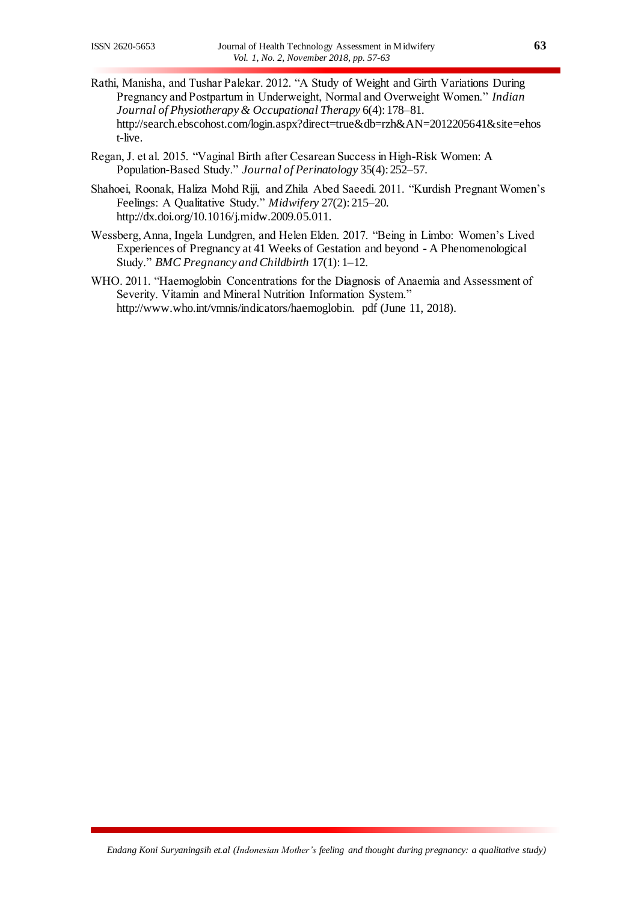Rathi, Manisha, and Tushar Palekar. 2012. "A Study of Weight and Girth Variations During Pregnancy and Postpartum in Underweight, Normal and Overweight Women." *Indian Journal of Physiotherapy & Occupational Therapy* 6(4): 178–81. http://search.ebscohost.com/login.aspx?direct=true&db=rzh&AN=2012205641&site=ehost-live.

Regan, J. et al. 2015. "Vaginal Birth after Cesarean Success in High-Risk Women: A Population-Based Study." *Journal of Perinatology* 35(4): 252–57.

Shahoei, Roonak, Haliza Mohd Riji, and Zhila Abed Saeedi. 2011. "Kurdish Pregnant Women's Feelings: A Qualitative Study." *Midwifery* 27(2): 215–20. http://dx.doi.org/10.1016/j.midw.2009.05.011.

Wessberg, Anna, Ingela Lundgren, and Helen Elden. 2017. "Being in Limbo: Women's Lived Experiences of Pregnancy at 41 Weeks of Gestation and beyond - A Phenomenological Study." *BMC Pregnancy and Childbirth* 17(1): 1–12.

WHO. 2011. "Haemoglobin Concentrations for the Diagnosis of Anaemia and Assessment of Severity. Vitamin and Mineral Nutrition Information System." http://www.who.int/vmnis/indicators/haemoglobin. pdf (June 11, 2018).